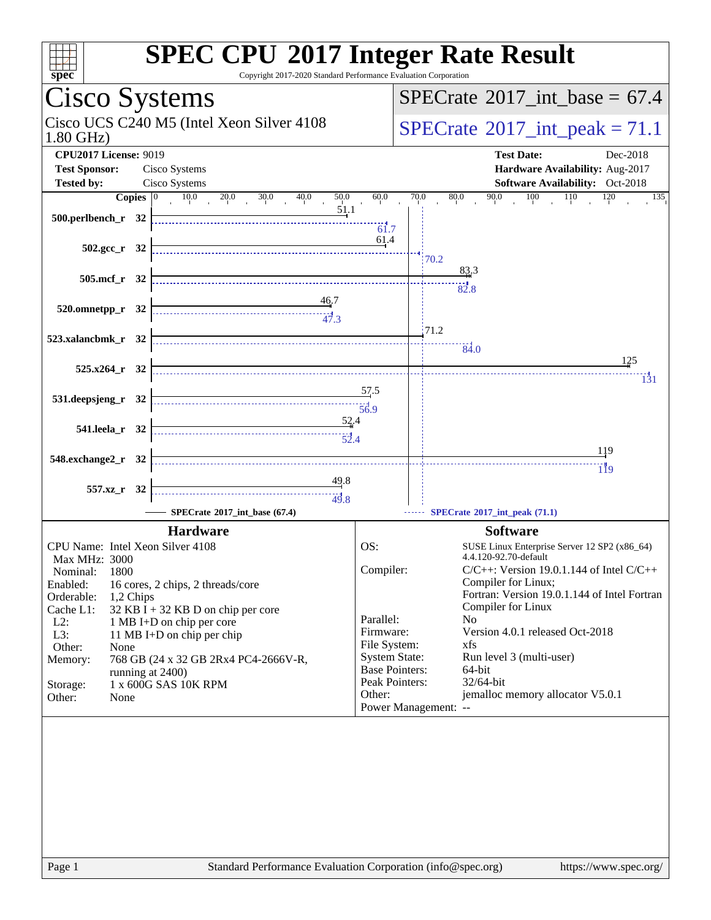# SPEC CPU®2017 Integer Rate Result

Copyright 2017-2020 Standard Performance Evaluation Corporation

## Cisco Systems

Cisco UCS C240 M5 (Intel Xeon Silver 4108 1.80 GHz)

**SPECrate®2017_int_base = 67.4**

**SPECrate®2017_int_peak = 71.1**

**CPU2017 License:** 9019
**Test Sponsor:** Cisco Systems
**Tested by:** Cisco Systems

**Test Date:** Dec-2018
**Hardware Availability:** Aug-2017
**Software Availability:** Oct-2018

| Benchmark | Copies | Base | Peak |
|---|---|---|---|
| 500.perlbench_r | 32 | 51.1 | 61.7 |
| 502.gcc_r | 32 | 61.4 | 70.2 |
| 505.mcf_r | 32 | 83.3 | 82.8 |
| 520.omnetpp_r | 32 | 46.7 | 47.3 |
| 523.xalancbmk_r | 32 | 71.2 | 84.0 |
| 525.x264_r | 32 | 125 | 131 |
| 531.deepsjeng_r | 32 | 57.5 | 56.9 |
| 541.leela_r | 32 | 52.4 | 52.4 |
| 548.exchange2_r | 32 | 119 | 119 |
| 557.xz_r | 32 | 49.8 | 49.8 |

SPECrate®2017_int_base (67.4) — SPECrate®2017_int_peak (71.1)

### Hardware

| | |
|---|---|
| CPU Name: | Intel Xeon Silver 4108 |
| Max MHz: | 3000 |
| Nominal: | 1800 |
| Enabled: | 16 cores, 2 chips, 2 threads/core |
| Orderable: | 1,2 Chips |
| Cache L1: | 32 KB I + 32 KB D on chip per core |
| L2: | 1 MB I+D on chip per core |
| L3: | 11 MB I+D on chip per chip |
| Other: | None |
| Memory: | 768 GB (24 x 32 GB 2Rx4 PC4-2666V-R, running at 2400) |
| Storage: | 1 x 600G SAS 10K RPM |
| Other: | None |

### Software

| | |
|---|---|
| OS: | SUSE Linux Enterprise Server 12 SP2 (x86_64) 4.4.120-92.70-default |
| Compiler: | C/C++: Version 19.0.1.144 of Intel C/C++ Compiler for Linux; Fortran: Version 19.0.1.144 of Intel Fortran Compiler for Linux |
| Parallel: | No |
| Firmware: | Version 4.0.1 released Oct-2018 |
| File System: | xfs |
| System State: | Run level 3 (multi-user) |
| Base Pointers: | 64-bit |
| Peak Pointers: | 32/64-bit |
| Other: | jemalloc memory allocator V5.0.1 |
| Power Management: | -- |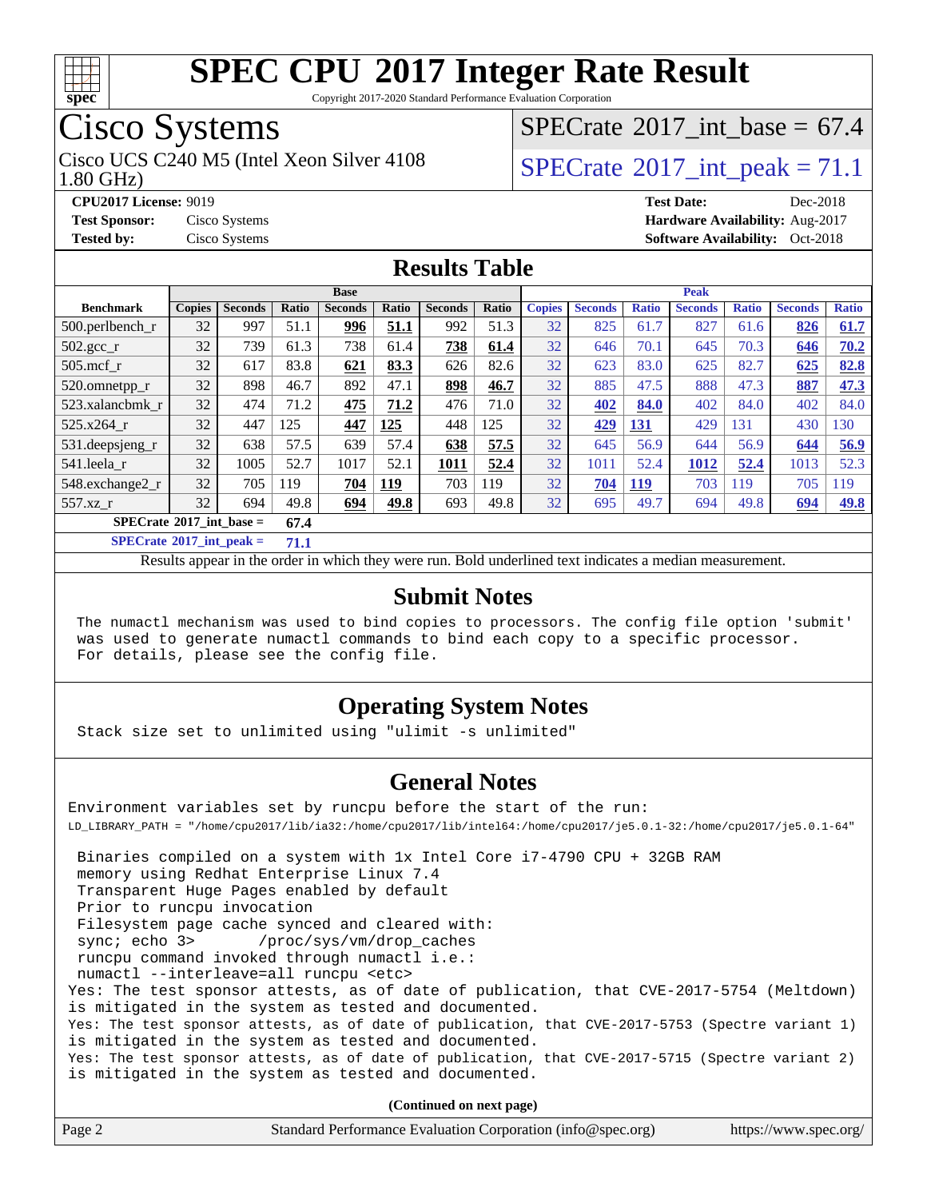# SPEC CPU 2017 Integer Rate Result

Copyright 2017-2020 Standard Performance Evaluation Corporation

## Cisco Systems

Cisco UCS C240 M5 (Intel Xeon Silver 4108 1.80 GHz)

SPECrate 2017_int_base = 67.4

SPECrate 2017_int_peak = 71.1

**CPU2017 License:** 9019
**Test Sponsor:** Cisco Systems
**Tested by:** Cisco Systems

**Test Date:** Dec-2018
**Hardware Availability:** Aug-2017
**Software Availability:** Oct-2018

## Results Table

| Benchmark | Base | | | | | | | Peak | | | | | | |
|---|---|---|---|---|---|---|---|---|---|---|---|---|---|---|
| | Copies | Seconds | Ratio | Seconds | Ratio | Seconds | Ratio | Copies | Seconds | Ratio | Seconds | Ratio | Seconds | Ratio |
| 500.perlbench_r | 32 | 997 | 51.1 | **996** | **51.1** | 992 | 51.3 | 32 | 825 | 61.7 | 827 | 61.6 | **826** | **61.7** |
| 502.gcc_r | 32 | 739 | 61.3 | 738 | 61.4 | **738** | **61.4** | 32 | 646 | 70.1 | 645 | 70.3 | **646** | **70.2** |
| 505.mcf_r | 32 | 617 | 83.8 | **621** | **83.3** | 626 | 82.6 | 32 | 623 | 83.0 | 625 | 82.7 | **625** | **82.8** |
| 520.omnetpp_r | 32 | 898 | 46.7 | 892 | 47.1 | **898** | **46.7** | 32 | 885 | 47.5 | 888 | 47.3 | **887** | **47.3** |
| 523.xalancbmk_r | 32 | 474 | 71.2 | **475** | **71.2** | 476 | 71.0 | 32 | **402** | **84.0** | 402 | 84.0 | 402 | 84.0 |
| 525.x264_r | 32 | 447 | 125 | **447** | **125** | 448 | 125 | 32 | **429** | **131** | 429 | 131 | 430 | 130 |
| 531.deepsjeng_r | 32 | 638 | 57.5 | 639 | 57.4 | **638** | **57.5** | 32 | 645 | 56.9 | 644 | 56.9 | **644** | **56.9** |
| 541.leela_r | 32 | 1005 | 52.7 | 1017 | 52.1 | **1011** | **52.4** | 32 | 1011 | 52.4 | **1012** | **52.4** | 1013 | 52.3 |
| 548.exchange2_r | 32 | 705 | 119 | **704** | **119** | 703 | 119 | 32 | **704** | **119** | 703 | 119 | 705 | 119 |
| 557.xz_r | 32 | 694 | 49.8 | **694** | **49.8** | 693 | 49.8 | 32 | 695 | 49.7 | 694 | 49.8 | **694** | **49.8** |

**SPECrate 2017_int_base = 67.4**

**SPECrate 2017_int_peak = 71.1**

Results appear in the order in which they were run. Bold underlined text indicates a median measurement.

## Submit Notes

```
The numactl mechanism was used to bind copies to processors. The config file option 'submit'
was used to generate numactl commands to bind each copy to a specific processor.
For details, please see the config file.
```

## Operating System Notes

```
Stack size set to unlimited using "ulimit -s unlimited"
```

## General Notes

```
Environment variables set by runcpu before the start of the run:
LD_LIBRARY_PATH = "/home/cpu2017/lib/ia32:/home/cpu2017/lib/intel64:/home/cpu2017/je5.0.1-32:/home/cpu2017/je5.0.1-64"

 Binaries compiled on a system with 1x Intel Core i7-4790 CPU + 32GB RAM
 memory using Redhat Enterprise Linux 7.4
 Transparent Huge Pages enabled by default
 Prior to runcpu invocation
 Filesystem page cache synced and cleared with:
 sync; echo 3>       /proc/sys/vm/drop_caches
 runcpu command invoked through numactl i.e.:
 numactl --interleave=all runcpu <etc>
Yes: The test sponsor attests, as of date of publication, that CVE-2017-5754 (Meltdown)
is mitigated in the system as tested and documented.
Yes: The test sponsor attests, as of date of publication, that CVE-2017-5753 (Spectre variant 1)
is mitigated in the system as tested and documented.
Yes: The test sponsor attests, as of date of publication, that CVE-2017-5715 (Spectre variant 2)
is mitigated in the system as tested and documented.
```

**(Continued on next page)**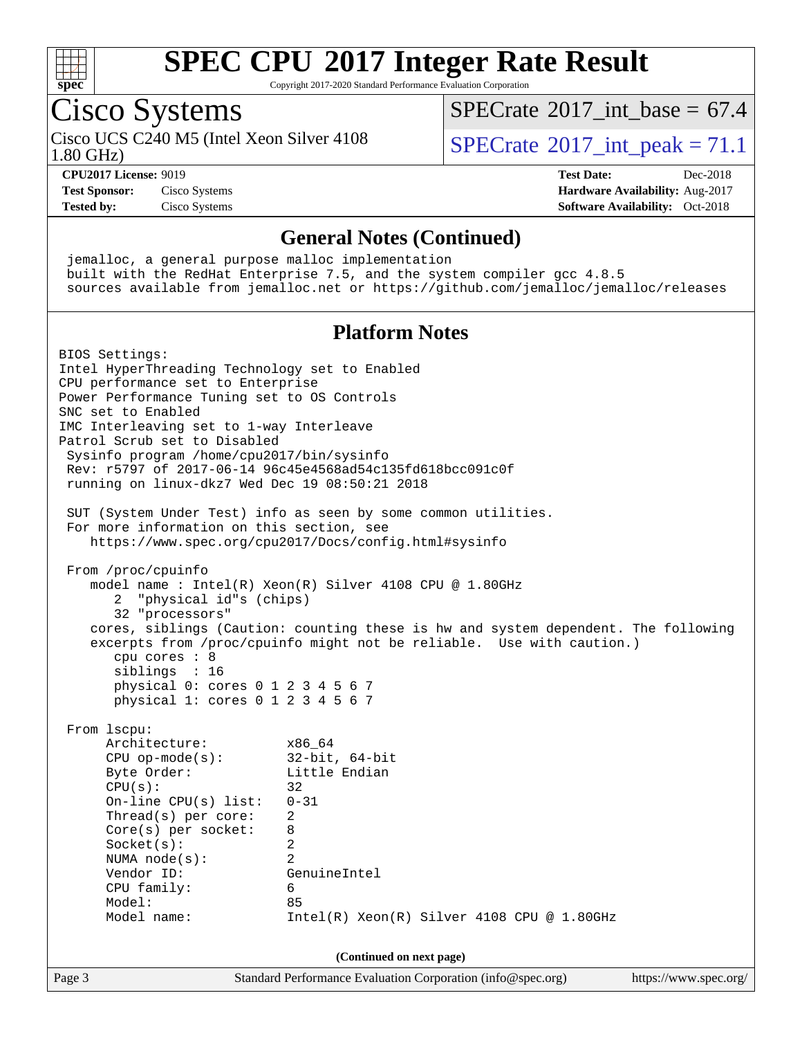# SPEC CPU 2017 Integer Rate Result

Copyright 2017-2020 Standard Performance Evaluation Corporation

## Cisco Systems

Cisco UCS C240 M5 (Intel Xeon Silver 4108 1.80 GHz)

SPECrate 2017_int_base = 67.4

SPECrate 2017_int_peak = 71.1

**CPU2017 License:** 9019
**Test Sponsor:** Cisco Systems
**Tested by:** Cisco Systems

**Test Date:** Dec-2018
**Hardware Availability:** Aug-2017
**Software Availability:** Oct-2018

### General Notes (Continued)

```
 jemalloc, a general purpose malloc implementation
 built with the RedHat Enterprise 7.5, and the system compiler gcc 4.8.5
 sources available from jemalloc.net or https://github.com/jemalloc/jemalloc/releases
```

### Platform Notes

```
BIOS Settings:
Intel HyperThreading Technology set to Enabled
CPU performance set to Enterprise
Power Performance Tuning set to OS Controls
SNC set to Enabled
IMC Interleaving set to 1-way Interleave
Patrol Scrub set to Disabled
 Sysinfo program /home/cpu2017/bin/sysinfo
 Rev: r5797 of 2017-06-14 96c45e4568ad54c135fd618bcc091c0f
 running on linux-dkz7 Wed Dec 19 08:50:21 2018

 SUT (System Under Test) info as seen by some common utilities.
 For more information on this section, see
    https://www.spec.org/cpu2017/Docs/config.html#sysinfo

 From /proc/cpuinfo
    model name : Intel(R) Xeon(R) Silver 4108 CPU @ 1.80GHz
       2  "physical id"s (chips)
       32 "processors"
    cores, siblings (Caution: counting these is hw and system dependent. The following
    excerpts from /proc/cpuinfo might not be reliable.  Use with caution.)
       cpu cores : 8
       siblings  : 16
       physical 0: cores 0 1 2 3 4 5 6 7
       physical 1: cores 0 1 2 3 4 5 6 7

 From lscpu:
      Architecture:          x86_64
      CPU op-mode(s):        32-bit, 64-bit
      Byte Order:            Little Endian
      CPU(s):                32
      On-line CPU(s) list:   0-31
      Thread(s) per core:    2
      Core(s) per socket:    8
      Socket(s):             2
      NUMA node(s):          2
      Vendor ID:             GenuineIntel
      CPU family:            6
      Model:                 85
      Model name:            Intel(R) Xeon(R) Silver 4108 CPU @ 1.80GHz
```

**(Continued on next page)**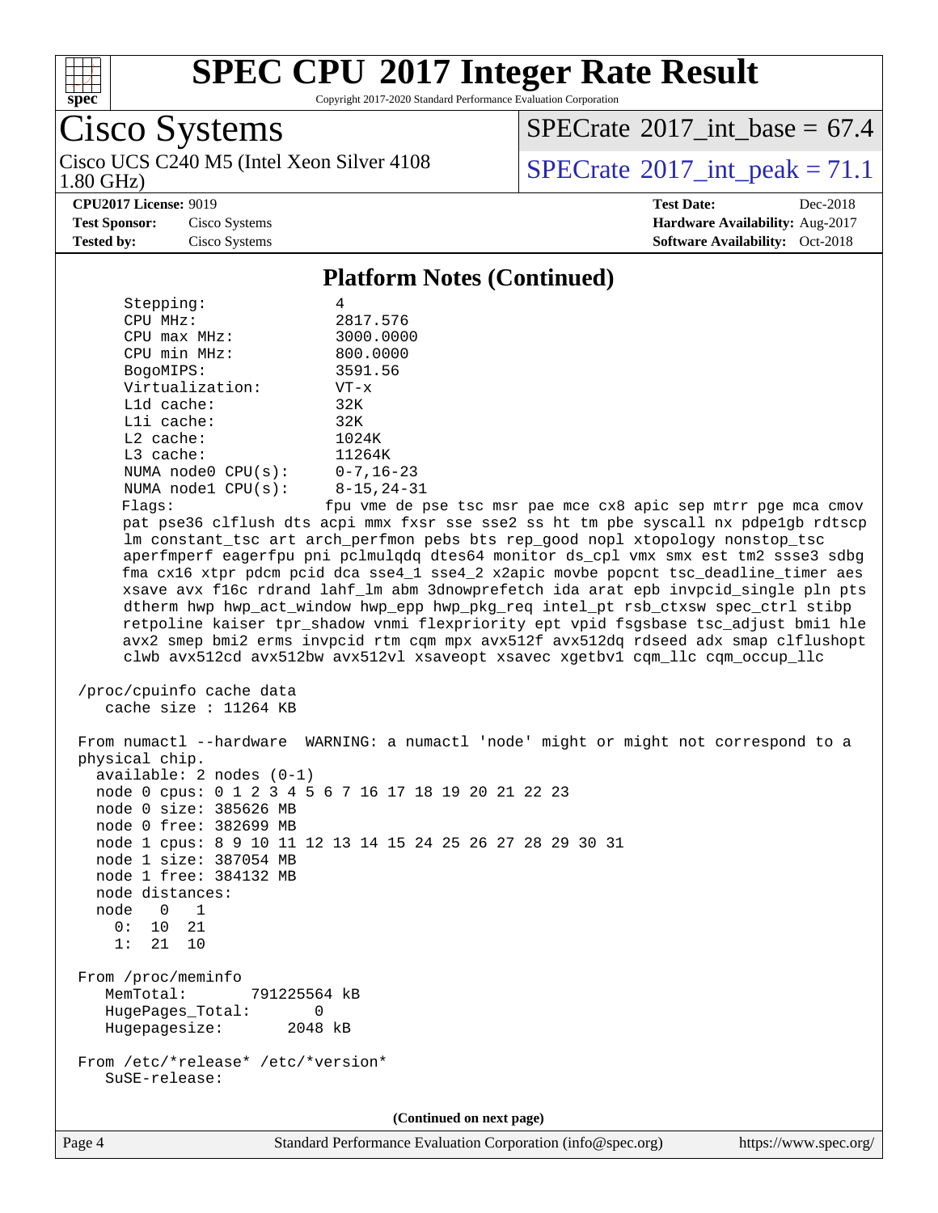# SPEC CPU 2017 Integer Rate Result

Copyright 2017-2020 Standard Performance Evaluation Corporation

## Cisco Systems

Cisco UCS C240 M5 (Intel Xeon Silver 4108 1.80 GHz)

SPECrate 2017_int_base = 67.4

SPECrate 2017_int_peak = 71.1

**CPU2017 License:** 9019
**Test Sponsor:** Cisco Systems
**Tested by:** Cisco Systems

**Test Date:** Dec-2018
**Hardware Availability:** Aug-2017
**Software Availability:** Oct-2018

### Platform Notes (Continued)

```
     Stepping:              4
     CPU MHz:               2817.576
     CPU max MHz:           3000.0000
     CPU min MHz:           800.0000
     BogoMIPS:              3591.56
     Virtualization:        VT-x
     L1d cache:             32K
     L1i cache:             32K
     L2 cache:              1024K
     L3 cache:              11264K
     NUMA node0 CPU(s):     0-7,16-23
     NUMA node1 CPU(s):     8-15,24-31
     Flags:                 fpu vme de pse tsc msr pae mce cx8 apic sep mtrr pge mca cmov
     pat pse36 clflush dts acpi mmx fxsr sse sse2 ss ht tm pbe syscall nx pdpe1gb rdtscp
     lm constant_tsc art arch_perfmon pebs bts rep_good nopl xtopology nonstop_tsc
     aperfmperf eagerfpu pni pclmulqdq dtes64 monitor ds_cpl vmx smx est tm2 ssse3 sdbg
     fma cx16 xtpr pdcm pcid dca sse4_1 sse4_2 x2apic movbe popcnt tsc_deadline_timer aes
     xsave avx f16c rdrand lahf_lm abm 3dnowprefetch ida arat epb invpcid_single pln pts
     dtherm hwp hwp_act_window hwp_epp hwp_pkg_req intel_pt rsb_ctxsw spec_ctrl stibp
     retpoline kaiser tpr_shadow vnmi flexpriority ept vpid fsgsbase tsc_adjust bmi1 hle
     avx2 smep bmi2 erms invpcid rtm cqm mpx avx512f avx512dq rdseed adx smap clflushopt
     clwb avx512cd avx512bw avx512vl xsaveopt xsavec xgetbv1 cqm_llc cqm_occup_llc

 /proc/cpuinfo cache data
    cache size : 11264 KB

 From numactl --hardware  WARNING: a numactl 'node' might or might not correspond to a
 physical chip.
   available: 2 nodes (0-1)
   node 0 cpus: 0 1 2 3 4 5 6 7 16 17 18 19 20 21 22 23
   node 0 size: 385626 MB
   node 0 free: 382699 MB
   node 1 cpus: 8 9 10 11 12 13 14 15 24 25 26 27 28 29 30 31
   node 1 size: 387054 MB
   node 1 free: 384132 MB
   node distances:
   node   0   1
     0:  10  21
     1:  21  10

 From /proc/meminfo
    MemTotal:       791225564 kB
    HugePages_Total:       0
    Hugepagesize:       2048 kB

 From /etc/*release* /etc/*version*
    SuSE-release:
```

(Continued on next page)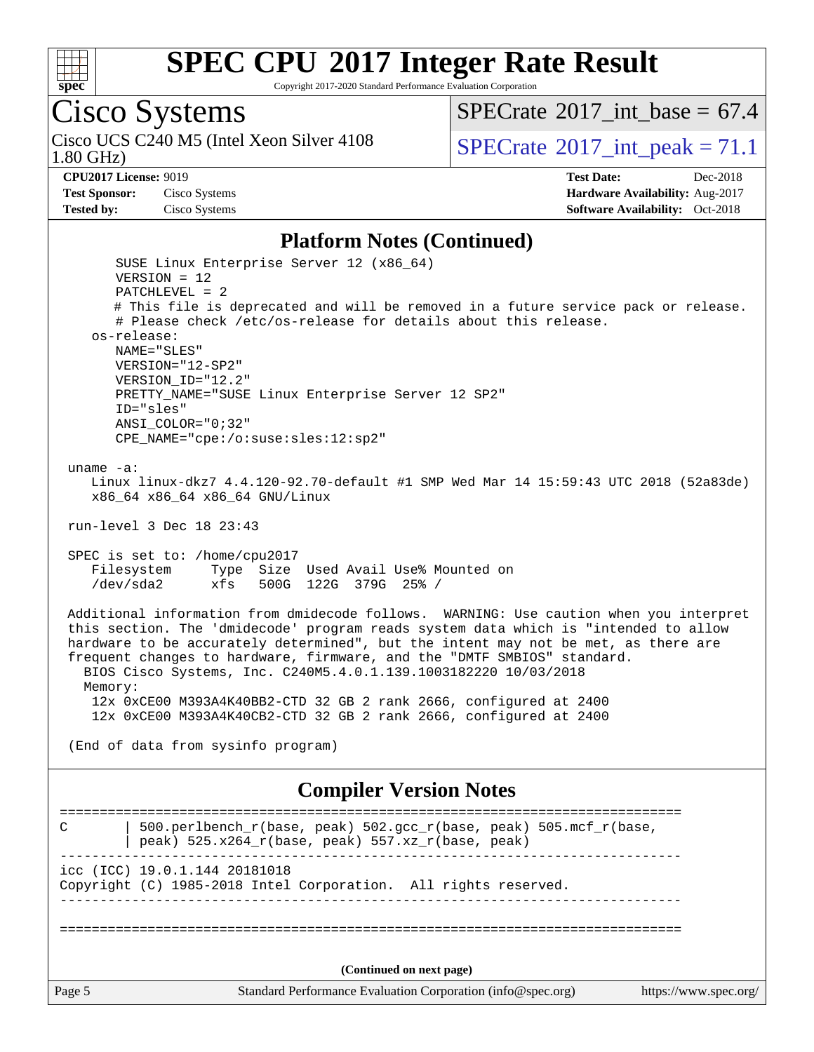## Platform Notes (Continued)

```
      SUSE Linux Enterprise Server 12 (x86_64)
      VERSION = 12
      PATCHLEVEL = 2
      # This file is deprecated and will be removed in a future service pack or release.
      # Please check /etc/os-release for details about this release.
   os-release:
      NAME="SLES"
      VERSION="12-SP2"
      VERSION_ID="12.2"
      PRETTY_NAME="SUSE Linux Enterprise Server 12 SP2"
      ID="sles"
      ANSI_COLOR="0;32"
      CPE_NAME="cpe:/o:suse:sles:12:sp2"

uname -a:
   Linux linux-dkz7 4.4.120-92.70-default #1 SMP Wed Mar 14 15:59:43 UTC 2018 (52a83de)
   x86_64 x86_64 x86_64 GNU/Linux

run-level 3 Dec 18 23:43

SPEC is set to: /home/cpu2017
   Filesystem     Type  Size  Used Avail Use% Mounted on
   /dev/sda2      xfs   500G  122G  379G  25% /

Additional information from dmidecode follows.  WARNING: Use caution when you interpret
this section. The 'dmidecode' program reads system data which is "intended to allow
hardware to be accurately determined", but the intent may not be met, as there are
frequent changes to hardware, firmware, and the "DMTF SMBIOS" standard.
  BIOS Cisco Systems, Inc. C240M5.4.0.1.139.1003182220 10/03/2018
  Memory:
   12x 0xCE00 M393A4K40BB2-CTD 32 GB 2 rank 2666, configured at 2400
   12x 0xCE00 M393A4K40CB2-CTD 32 GB 2 rank 2666, configured at 2400

(End of data from sysinfo program)
```

## Compiler Version Notes

```
==============================================================================
C       | 500.perlbench_r(base, peak) 502.gcc_r(base, peak) 505.mcf_r(base,
        | peak) 525.x264_r(base, peak) 557.xz_r(base, peak)
------------------------------------------------------------------------------
icc (ICC) 19.0.1.144 20181018
Copyright (C) 1985-2018 Intel Corporation.  All rights reserved.
------------------------------------------------------------------------------

==============================================================================
```

(Continued on next page)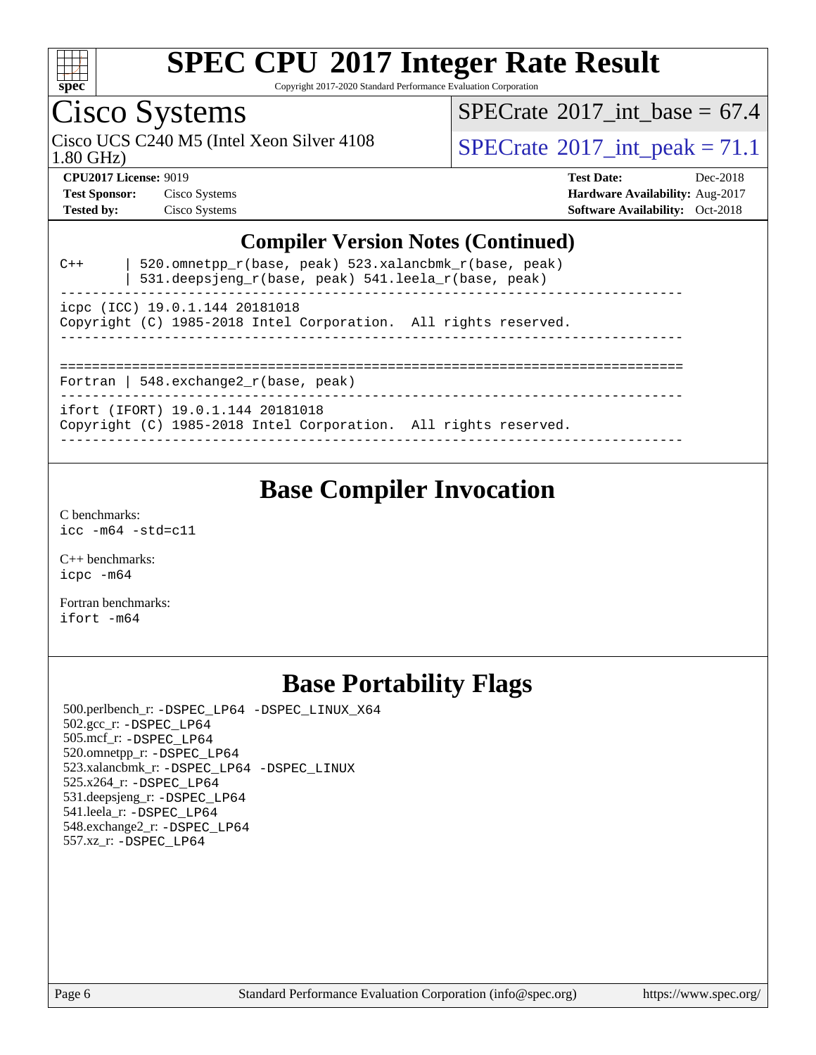# SPEC CPU 2017 Integer Rate Result

Copyright 2017-2020 Standard Performance Evaluation Corporation

## Cisco Systems

Cisco UCS C240 M5 (Intel Xeon Silver 4108 1.80 GHz)

SPECrate 2017_int_base = 67.4

SPECrate 2017_int_peak = 71.1

**CPU2017 License:** 9019
**Test Sponsor:** Cisco Systems
**Tested by:** Cisco Systems

**Test Date:** Dec-2018
**Hardware Availability:** Aug-2017
**Software Availability:** Oct-2018

### Compiler Version Notes (Continued)

```
C++      | 520.omnetpp_r(base, peak) 523.xalancbmk_r(base, peak)
         | 531.deepsjeng_r(base, peak) 541.leela_r(base, peak)
------------------------------------------------------------------------------
icpc (ICC) 19.0.1.144 20181018
Copyright (C) 1985-2018 Intel Corporation.  All rights reserved.
------------------------------------------------------------------------------

==============================================================================
Fortran | 548.exchange2_r(base, peak)
------------------------------------------------------------------------------
ifort (IFORT) 19.0.1.144 20181018
Copyright (C) 1985-2018 Intel Corporation.  All rights reserved.
------------------------------------------------------------------------------
```

## Base Compiler Invocation

C benchmarks:
`icc -m64 -std=c11`

C++ benchmarks:
`icpc -m64`

Fortran benchmarks:
`ifort -m64`

## Base Portability Flags

500.perlbench_r: `-DSPEC_LP64 -DSPEC_LINUX_X64`
502.gcc_r: `-DSPEC_LP64`
505.mcf_r: `-DSPEC_LP64`
520.omnetpp_r: `-DSPEC_LP64`
523.xalancbmk_r: `-DSPEC_LP64 -DSPEC_LINUX`
525.x264_r: `-DSPEC_LP64`
531.deepsjeng_r: `-DSPEC_LP64`
541.leela_r: `-DSPEC_LP64`
548.exchange2_r: `-DSPEC_LP64`
557.xz_r: `-DSPEC_LP64`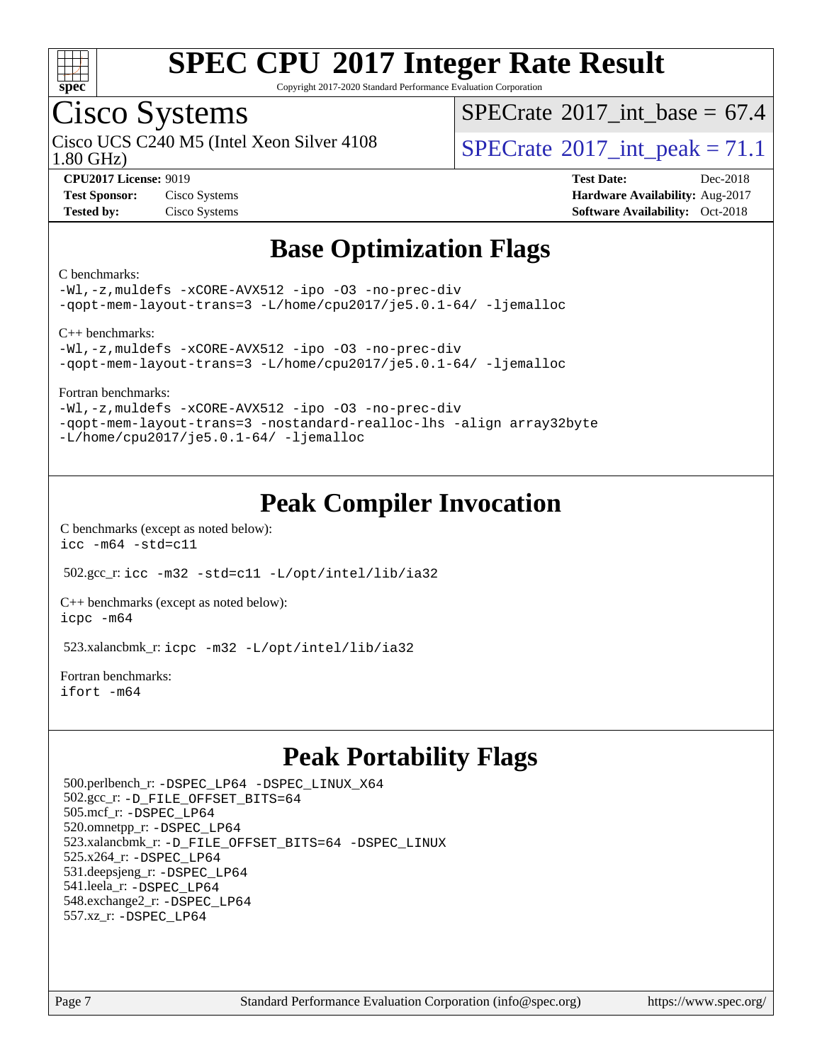# SPEC CPU 2017 Integer Rate Result

Copyright 2017-2020 Standard Performance Evaluation Corporation

## Cisco Systems

Cisco UCS C240 M5 (Intel Xeon Silver 4108 1.80 GHz)

SPECrate 2017_int_base = 67.4

SPECrate 2017_int_peak = 71.1

**CPU2017 License:** 9019
**Test Sponsor:** Cisco Systems
**Tested by:** Cisco Systems

**Test Date:** Dec-2018
**Hardware Availability:** Aug-2017
**Software Availability:** Oct-2018

## Base Optimization Flags

C benchmarks:
```
-Wl,-z,muldefs -xCORE-AVX512 -ipo -O3 -no-prec-div
-qopt-mem-layout-trans=3 -L/home/cpu2017/je5.0.1-64/ -ljemalloc
```

C++ benchmarks:
```
-Wl,-z,muldefs -xCORE-AVX512 -ipo -O3 -no-prec-div
-qopt-mem-layout-trans=3 -L/home/cpu2017/je5.0.1-64/ -ljemalloc
```

Fortran benchmarks:
```
-Wl,-z,muldefs -xCORE-AVX512 -ipo -O3 -no-prec-div
-qopt-mem-layout-trans=3 -nostandard-realloc-lhs -align array32byte
-L/home/cpu2017/je5.0.1-64/ -ljemalloc
```

## Peak Compiler Invocation

C benchmarks (except as noted below):
```
icc -m64 -std=c11
```

502.gcc_r: `icc -m32 -std=c11 -L/opt/intel/lib/ia32`

C++ benchmarks (except as noted below):
```
icpc -m64
```

523.xalancbmk_r: `icpc -m32 -L/opt/intel/lib/ia32`

Fortran benchmarks:
```
ifort -m64
```

## Peak Portability Flags

500.perlbench_r: `-DSPEC_LP64 -DSPEC_LINUX_X64`
502.gcc_r: `-D_FILE_OFFSET_BITS=64`
505.mcf_r: `-DSPEC_LP64`
520.omnetpp_r: `-DSPEC_LP64`
523.xalancbmk_r: `-D_FILE_OFFSET_BITS=64 -DSPEC_LINUX`
525.x264_r: `-DSPEC_LP64`
531.deepsjeng_r: `-DSPEC_LP64`
541.leela_r: `-DSPEC_LP64`
548.exchange2_r: `-DSPEC_LP64`
557.xz_r: `-DSPEC_LP64`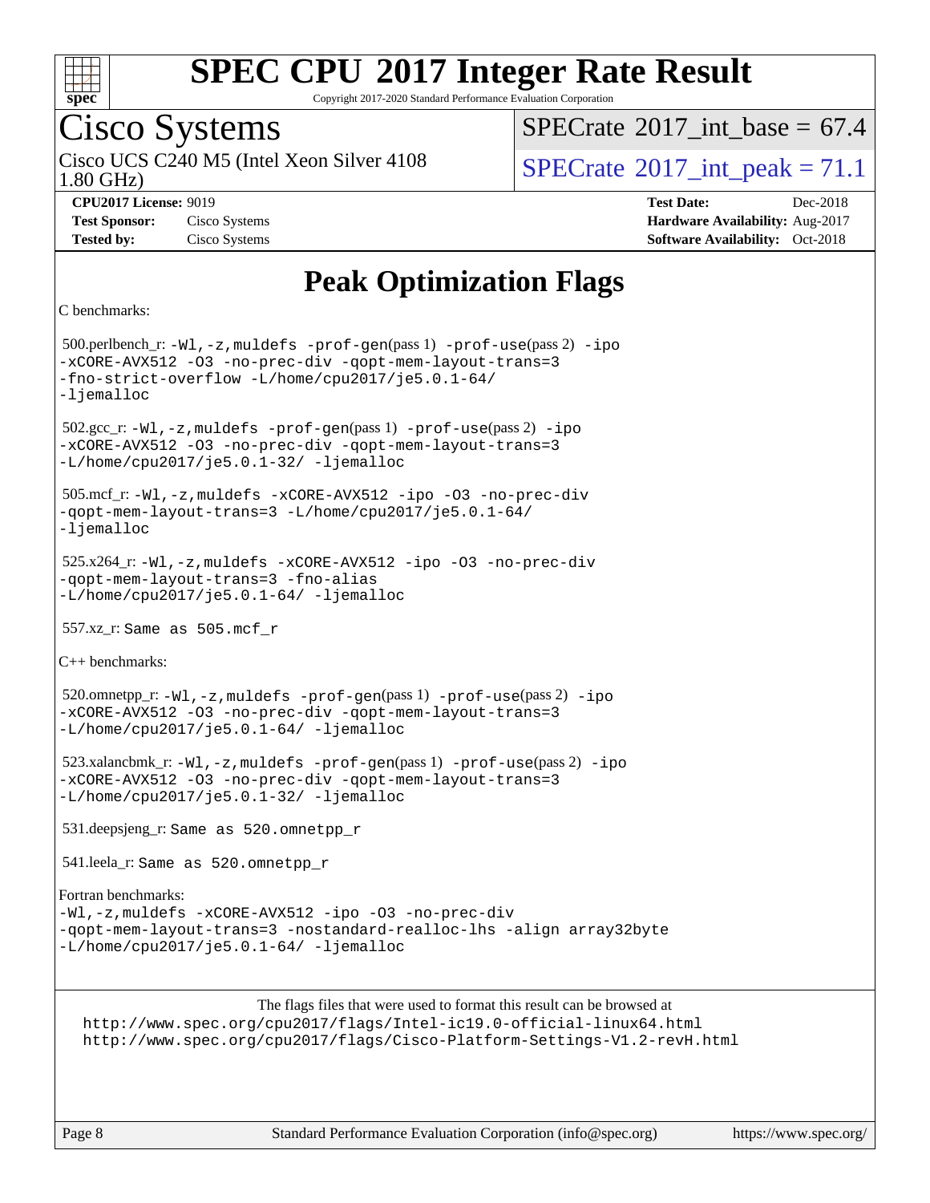# SPEC CPU 2017 Integer Rate Result

Copyright 2017-2020 Standard Performance Evaluation Corporation

## Cisco Systems

Cisco UCS C240 M5 (Intel Xeon Silver 4108 1.80 GHz)

SPECrate 2017_int_base = 67.4

SPECrate 2017_int_peak = 71.1

**CPU2017 License:** 9019
**Test Sponsor:** Cisco Systems
**Tested by:** Cisco Systems

**Test Date:** Dec-2018
**Hardware Availability:** Aug-2017
**Software Availability:** Oct-2018

# Peak Optimization Flags

C benchmarks:

500.perlbench_r: `-Wl,-z,muldefs -prof-gen(pass 1) -prof-use(pass 2) -ipo -xCORE-AVX512 -O3 -no-prec-div -qopt-mem-layout-trans=3 -fno-strict-overflow -L/home/cpu2017/je5.0.1-64/ -ljemalloc`

502.gcc_r: `-Wl,-z,muldefs -prof-gen(pass 1) -prof-use(pass 2) -ipo -xCORE-AVX512 -O3 -no-prec-div -qopt-mem-layout-trans=3 -L/home/cpu2017/je5.0.1-32/ -ljemalloc`

505.mcf_r: `-Wl,-z,muldefs -xCORE-AVX512 -ipo -O3 -no-prec-div -qopt-mem-layout-trans=3 -L/home/cpu2017/je5.0.1-64/ -ljemalloc`

525.x264_r: `-Wl,-z,muldefs -xCORE-AVX512 -ipo -O3 -no-prec-div -qopt-mem-layout-trans=3 -fno-alias -L/home/cpu2017/je5.0.1-64/ -ljemalloc`

557.xz_r: `Same as 505.mcf_r`

C++ benchmarks:

520.omnetpp_r: `-Wl,-z,muldefs -prof-gen(pass 1) -prof-use(pass 2) -ipo -xCORE-AVX512 -O3 -no-prec-div -qopt-mem-layout-trans=3 -L/home/cpu2017/je5.0.1-64/ -ljemalloc`

523.xalancbmk_r: `-Wl,-z,muldefs -prof-gen(pass 1) -prof-use(pass 2) -ipo -xCORE-AVX512 -O3 -no-prec-div -qopt-mem-layout-trans=3 -L/home/cpu2017/je5.0.1-32/ -ljemalloc`

531.deepsjeng_r: `Same as 520.omnetpp_r`

541.leela_r: `Same as 520.omnetpp_r`

Fortran benchmarks:

`-Wl,-z,muldefs -xCORE-AVX512 -ipo -O3 -no-prec-div -qopt-mem-layout-trans=3 -nostandard-realloc-lhs -align array32byte -L/home/cpu2017/je5.0.1-64/ -ljemalloc`

The flags files that were used to format this result can be browsed at
http://www.spec.org/cpu2017/flags/Intel-ic19.0-official-linux64.html
http://www.spec.org/cpu2017/flags/Cisco-Platform-Settings-V1.2-revH.html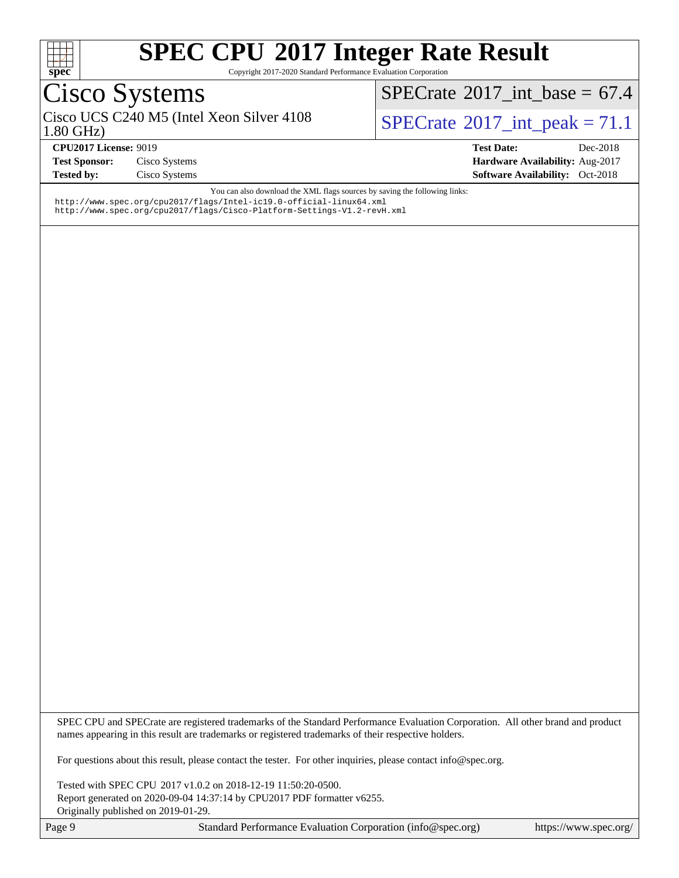You can also download the XML flags sources by saving the following links:

http://www.spec.org/cpu2017/flags/Intel-ic19.0-official-linux64.xml
http://www.spec.org/cpu2017/flags/Cisco-Platform-Settings-V1.2-revH.xml

SPEC CPU and SPECrate are registered trademarks of the Standard Performance Evaluation Corporation. All other brand and product names appearing in this result are trademarks or registered trademarks of their respective holders.

For questions about this result, please contact the tester. For other inquiries, please contact info@spec.org.

Tested with SPEC CPU 2017 v1.0.2 on 2018-12-19 11:50:20-0500.
Report generated on 2020-09-04 14:37:14 by CPU2017 PDF formatter v6255.
Originally published on 2019-01-29.